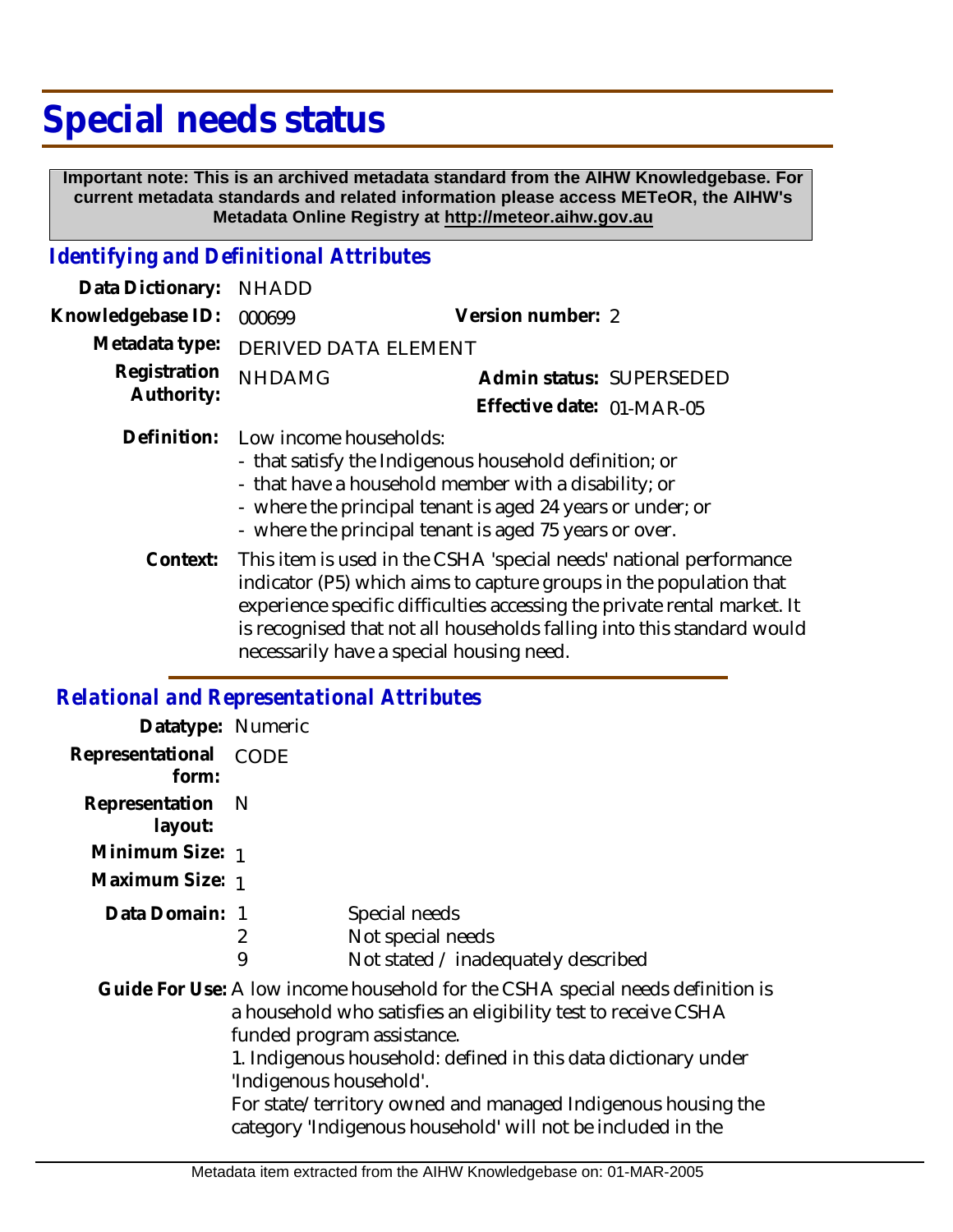# Special needs status

**Important note: This is an archived metadata standard from the AIHW Knowledgebase. For current metadata standards and related information please access METeOR, the AIHW's Metadata Online Registry at http://meteor.aihw.gov.au**

## *Identifying and Definitional Attributes*

**Data Dictionary:** NHADD

**Knowledgebase ID:** 000699 **Version number:** 2

**Metadata type:** DERIVED DATA ELEMENT

**Registration Authority:** NHDAMG **Admin status:** SUPERSEDED

**Effective date:** 01-MAR-05

**Definition:** Low income households:
- that satisfy the Indigenous household definition; or
- that have a household member with a disability; or
- where the principal tenant is aged 24 years or under; or
- where the principal tenant is aged 75 years or over.

**Context:** This item is used in the CSHA 'special needs' national performance indicator (P5) which aims to capture groups in the population that experience specific difficulties accessing the private rental market. It is recognised that not all households falling into this standard would necessarily have a special housing need.

## *Relational and Representational Attributes*

**Datatype:** Numeric

**Representational form:** CODE

**Representation layout:** N

**Minimum Size:** 1

**Maximum Size:** 1

**Data Domain:**

| Code | Description |
|---|---|
| 1 | Special needs |
| 2 | Not special needs |
| 9 | Not stated / inadequately described |

**Guide For Use:** A low income household for the CSHA special needs definition is a household who satisfies an eligibility test to receive CSHA funded program assistance.

1. Indigenous household: defined in this data dictionary under 'Indigenous household'.

For state/territory owned and managed Indigenous housing the category 'Indigenous household' will not be included in the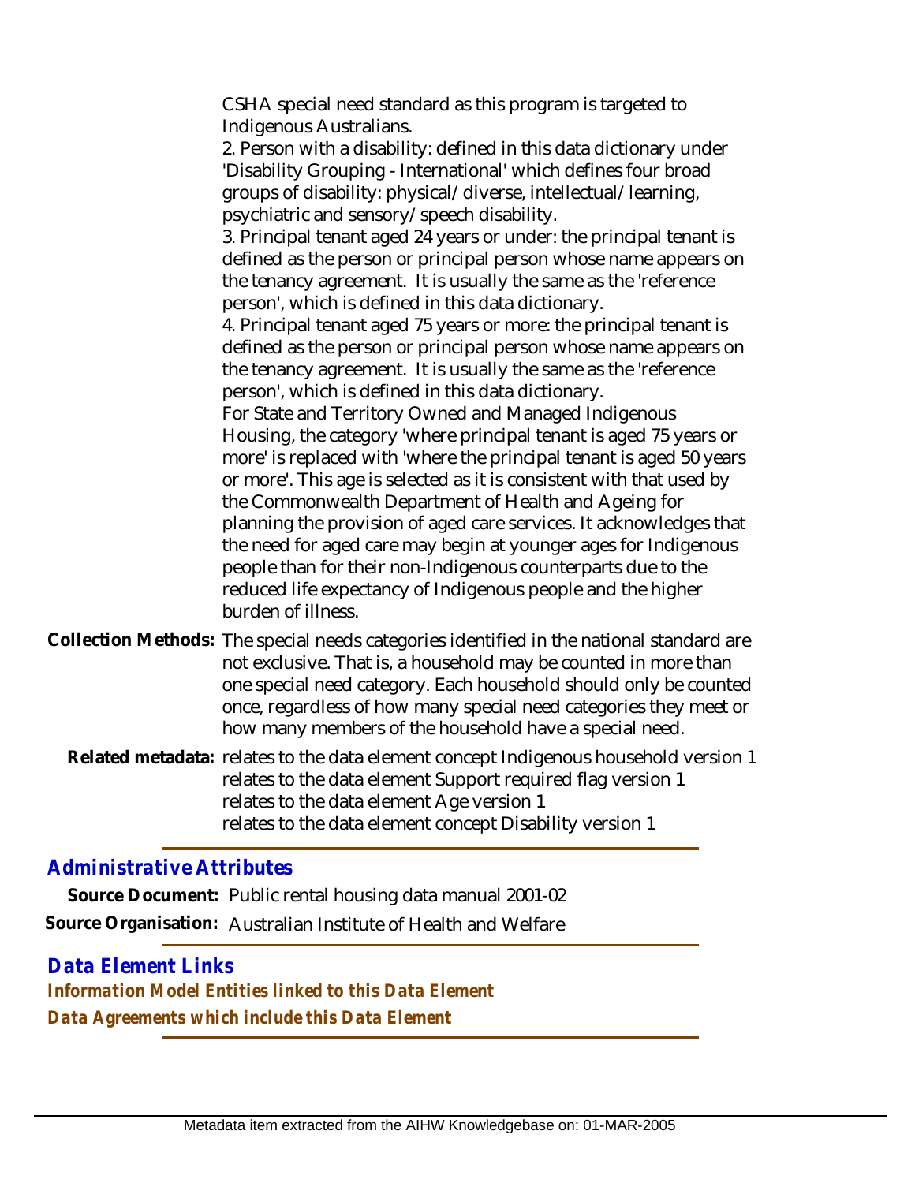CSHA special need standard as this program is targeted to Indigenous Australians.

2. Person with a disability: defined in this data dictionary under 'Disability Grouping - International' which defines four broad groups of disability: physical/diverse, intellectual/learning, psychiatric and sensory/speech disability.

3. Principal tenant aged 24 years or under: the principal tenant is defined as the person or principal person whose name appears on the tenancy agreement. It is usually the same as the 'reference person', which is defined in this data dictionary.

4. Principal tenant aged 75 years or more: the principal tenant is defined as the person or principal person whose name appears on the tenancy agreement. It is usually the same as the 'reference person', which is defined in this data dictionary.

For State and Territory Owned and Managed Indigenous Housing, the category 'where principal tenant is aged 75 years or more' is replaced with 'where the principal tenant is aged 50 years or more'. This age is selected as it is consistent with that used by the Commonwealth Department of Health and Ageing for planning the provision of aged care services. It acknowledges that the need for aged care may begin at younger ages for Indigenous people than for their non-Indigenous counterparts due to the reduced life expectancy of Indigenous people and the higher burden of illness.

**Collection Methods:** The special needs categories identified in the national standard are not exclusive. That is, a household may be counted in more than one special need category. Each household should only be counted once, regardless of how many special need categories they meet or how many members of the household have a special need.

**Related metadata:** relates to the data element concept Indigenous household version 1
relates to the data element Support required flag version 1
relates to the data element Age version 1
relates to the data element concept Disability version 1

## Administrative Attributes

**Source Document:** Public rental housing data manual 2001-02

**Source Organisation:** Australian Institute of Health and Welfare

## Data Element Links

### Information Model Entities linked to this Data Element

### Data Agreements which include this Data Element

Metadata item extracted from the AIHW Knowledgebase on: 01-MAR-2005